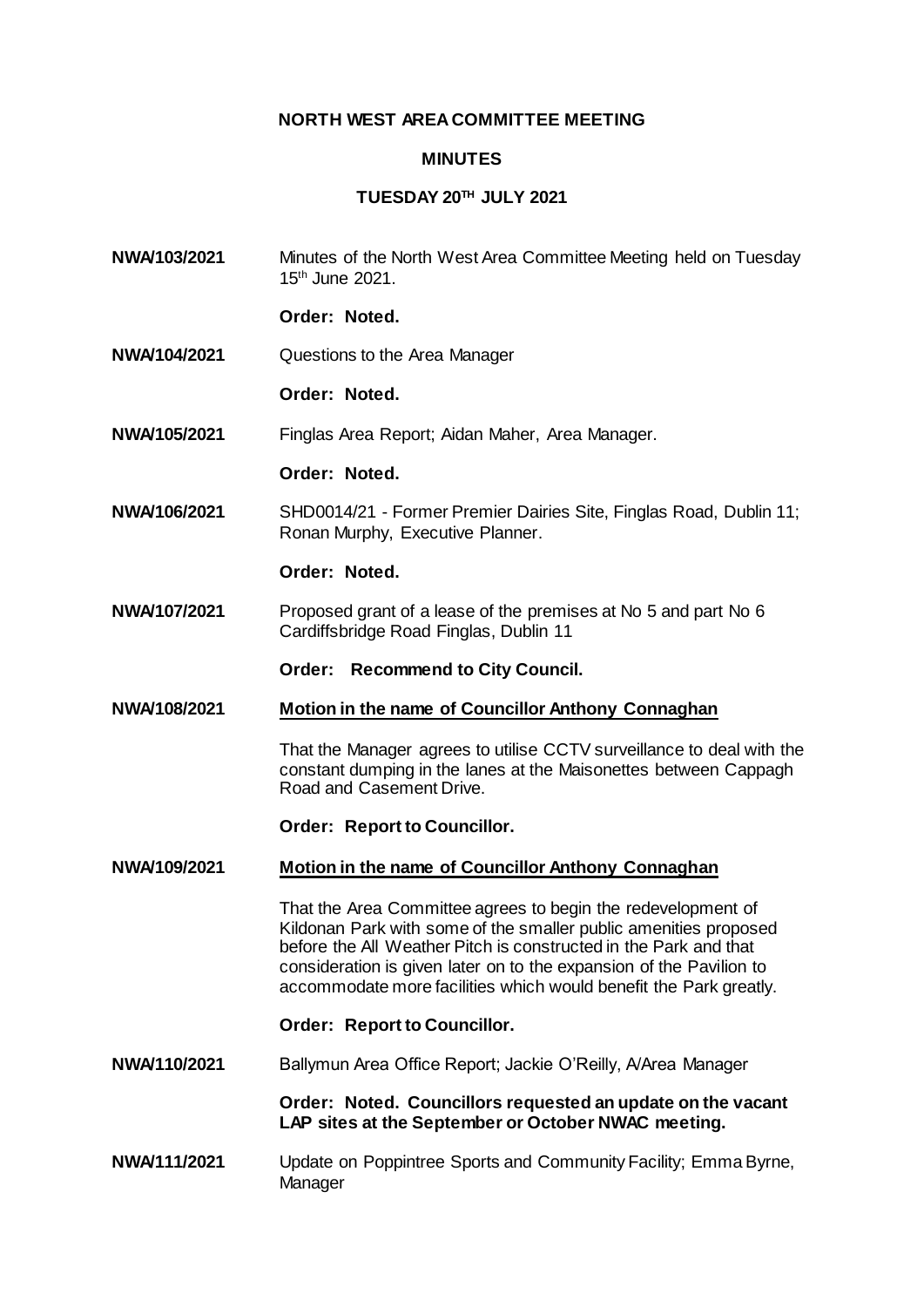# NORTH WEST AREA COMMITTEE MEETING

## MINUTES

## TUESDAY 20TH JULY 2021

**NWA/103/2021** Minutes of the North West Area Committee Meeting held on Tuesday 15th June 2021.

**Order: Noted.**

**NWA/104/2021** Questions to the Area Manager

**Order: Noted.**

**NWA/105/2021** Finglas Area Report; Aidan Maher, Area Manager.

**Order: Noted.**

**NWA/106/2021** SHD0014/21 - Former Premier Dairies Site, Finglas Road, Dublin 11; Ronan Murphy, Executive Planner.

**Order: Noted.**

**NWA/107/2021** Proposed grant of a lease of the premises at No 5 and part No 6 Cardiffsbridge Road Finglas, Dublin 11

**Order: Recommend to City Council.**

**NWA/108/2021** **Motion in the name of Councillor Anthony Connaghan**

That the Manager agrees to utilise CCTV surveillance to deal with the constant dumping in the lanes at the Maisonettes between Cappagh Road and Casement Drive.

**Order: Report to Councillor.**

**NWA/109/2021** **Motion in the name of Councillor Anthony Connaghan**

That the Area Committee agrees to begin the redevelopment of Kildonan Park with some of the smaller public amenities proposed before the All Weather Pitch is constructed in the Park and that consideration is given later on to the expansion of the Pavilion to accommodate more facilities which would benefit the Park greatly.

**Order: Report to Councillor.**

**NWA/110/2021** Ballymun Area Office Report; Jackie O'Reilly, A/Area Manager

**Order: Noted. Councillors requested an update on the vacant LAP sites at the September or October NWAC meeting.**

**NWA/111/2021** Update on Poppintree Sports and Community Facility; Emma Byrne, Manager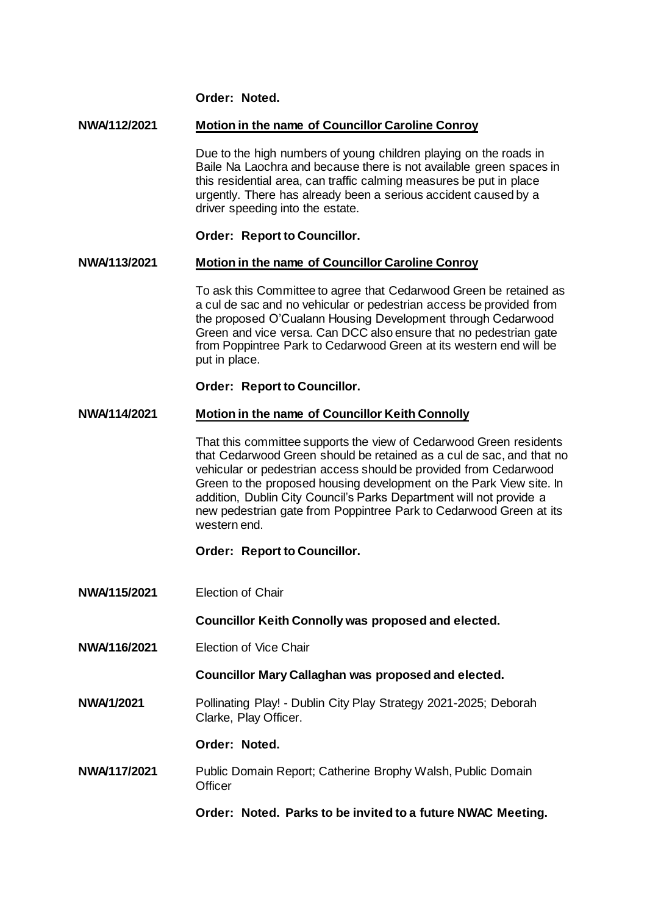**Order: Noted.**

**NWA/112/2021** **Motion in the name of Councillor Caroline Conroy**

Due to the high numbers of young children playing on the roads in Baile Na Laochra and because there is not available green spaces in this residential area, can traffic calming measures be put in place urgently. There has already been a serious accident caused by a driver speeding into the estate.

**Order: Report to Councillor.**

**NWA/113/2021** **Motion in the name of Councillor Caroline Conroy**

To ask this Committee to agree that Cedarwood Green be retained as a cul de sac and no vehicular or pedestrian access be provided from the proposed O'Cualann Housing Development through Cedarwood Green and vice versa. Can DCC also ensure that no pedestrian gate from Poppintree Park to Cedarwood Green at its western end will be put in place.

**Order: Report to Councillor.**

**NWA/114/2021** **Motion in the name of Councillor Keith Connolly**

That this committee supports the view of Cedarwood Green residents that Cedarwood Green should be retained as a cul de sac, and that no vehicular or pedestrian access should be provided from Cedarwood Green to the proposed housing development on the Park View site. In addition, Dublin City Council's Parks Department will not provide a new pedestrian gate from Poppintree Park to Cedarwood Green at its western end.

**Order: Report to Councillor.**

**NWA/115/2021** Election of Chair

**Councillor Keith Connolly was proposed and elected.**

**NWA/116/2021** Election of Vice Chair

**Councillor Mary Callaghan was proposed and elected.**

**NWA/1/2021** Pollinating Play! - Dublin City Play Strategy 2021-2025; Deborah Clarke, Play Officer.

**Order: Noted.**

**NWA/117/2021** Public Domain Report; Catherine Brophy Walsh, Public Domain Officer

**Order: Noted. Parks to be invited to a future NWAC Meeting.**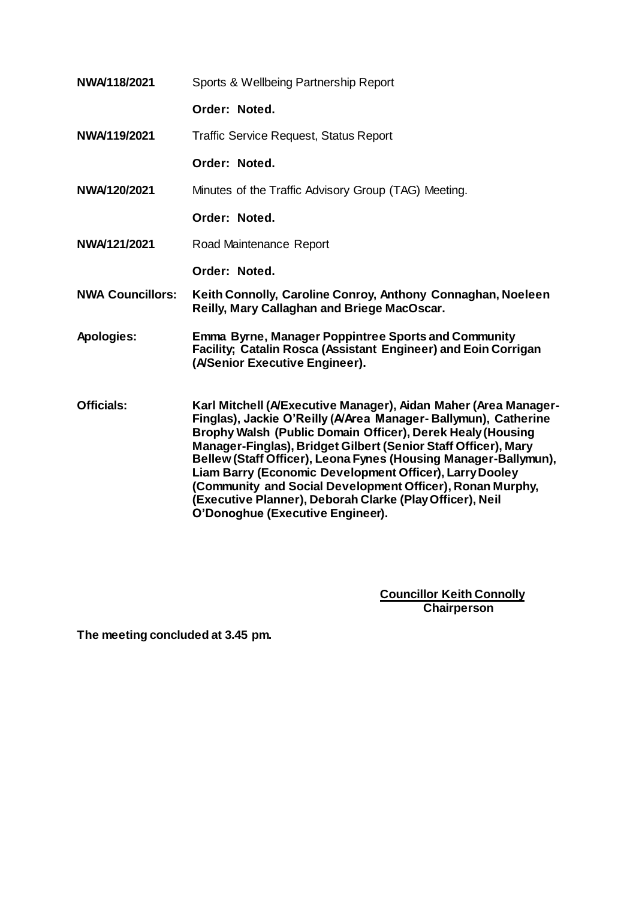**NWA/118/2021** Sports & Wellbeing Partnership Report

**Order: Noted.**

**NWA/119/2021** Traffic Service Request, Status Report

**Order: Noted.**

**NWA/120/2021** Minutes of the Traffic Advisory Group (TAG) Meeting.

**Order: Noted.**

**NWA/121/2021** Road Maintenance Report

**Order: Noted.**

**NWA Councillors:** **Keith Connolly, Caroline Conroy, Anthony Connaghan, Noeleen Reilly, Mary Callaghan and Briege MacOscar.**

**Apologies:** **Emma Byrne, Manager Poppintree Sports and Community Facility; Catalin Rosca (Assistant Engineer) and Eoin Corrigan (A/Senior Executive Engineer).**

**Officials:** **Karl Mitchell (A/Executive Manager), Aidan Maher (Area Manager-Finglas), Jackie O'Reilly (A/Area Manager- Ballymun), Catherine Brophy Walsh (Public Domain Officer), Derek Healy (Housing Manager-Finglas), Bridget Gilbert (Senior Staff Officer), Mary Bellew (Staff Officer), Leona Fynes (Housing Manager-Ballymun), Liam Barry (Economic Development Officer), Larry Dooley (Community and Social Development Officer), Ronan Murphy, (Executive Planner), Deborah Clarke (Play Officer), Neil O'Donoghue (Executive Engineer).**

**Councillor Keith Connolly**
**Chairperson**

**The meeting concluded at 3.45 pm.**